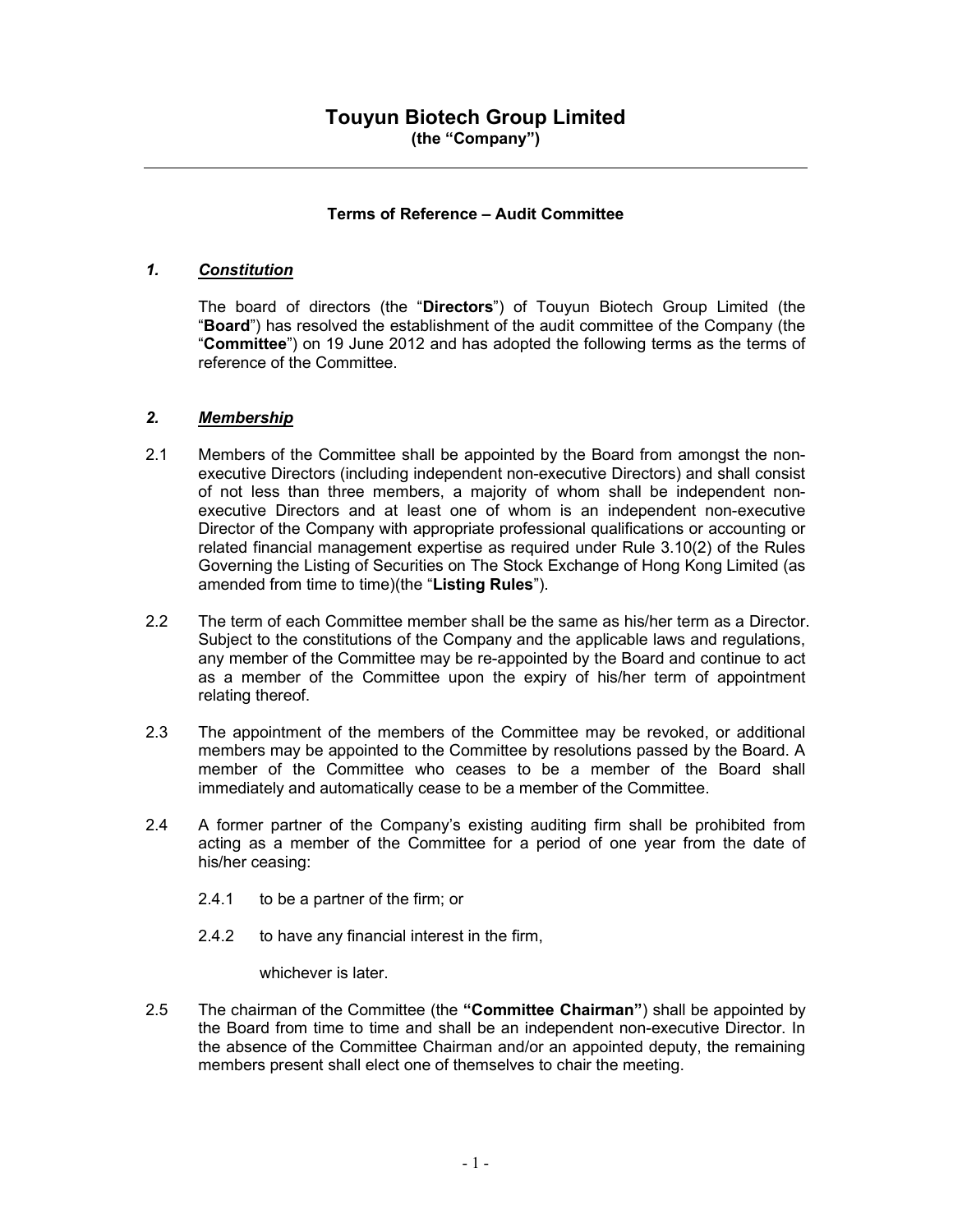# Touyun Biotech Group Limited
**(the "Company")**

---

**Terms of Reference – Audit Committee**

## *1. Constitution*

The board of directors (the "**Directors**") of Touyun Biotech Group Limited (the "**Board**") has resolved the establishment of the audit committee of the Company (the "**Committee**") on 19 June 2012 and has adopted the following terms as the terms of reference of the Committee.

## *2. Membership*

2.1 Members of the Committee shall be appointed by the Board from amongst the non-executive Directors (including independent non-executive Directors) and shall consist of not less than three members, a majority of whom shall be independent non-executive Directors and at least one of whom is an independent non-executive Director of the Company with appropriate professional qualifications or accounting or related financial management expertise as required under Rule 3.10(2) of the Rules Governing the Listing of Securities on The Stock Exchange of Hong Kong Limited (as amended from time to time)(the "**Listing Rules**").

2.2 The term of each Committee member shall be the same as his/her term as a Director. Subject to the constitutions of the Company and the applicable laws and regulations, any member of the Committee may be re-appointed by the Board and continue to act as a member of the Committee upon the expiry of his/her term of appointment relating thereof.

2.3 The appointment of the members of the Committee may be revoked, or additional members may be appointed to the Committee by resolutions passed by the Board. A member of the Committee who ceases to be a member of the Board shall immediately and automatically cease to be a member of the Committee.

2.4 A former partner of the Company's existing auditing firm shall be prohibited from acting as a member of the Committee for a period of one year from the date of his/her ceasing:

2.4.1 to be a partner of the firm; or

2.4.2 to have any financial interest in the firm,

whichever is later.

2.5 The chairman of the Committee (the **"Committee Chairman"**) shall be appointed by the Board from time to time and shall be an independent non-executive Director. In the absence of the Committee Chairman and/or an appointed deputy, the remaining members present shall elect one of themselves to chair the meeting.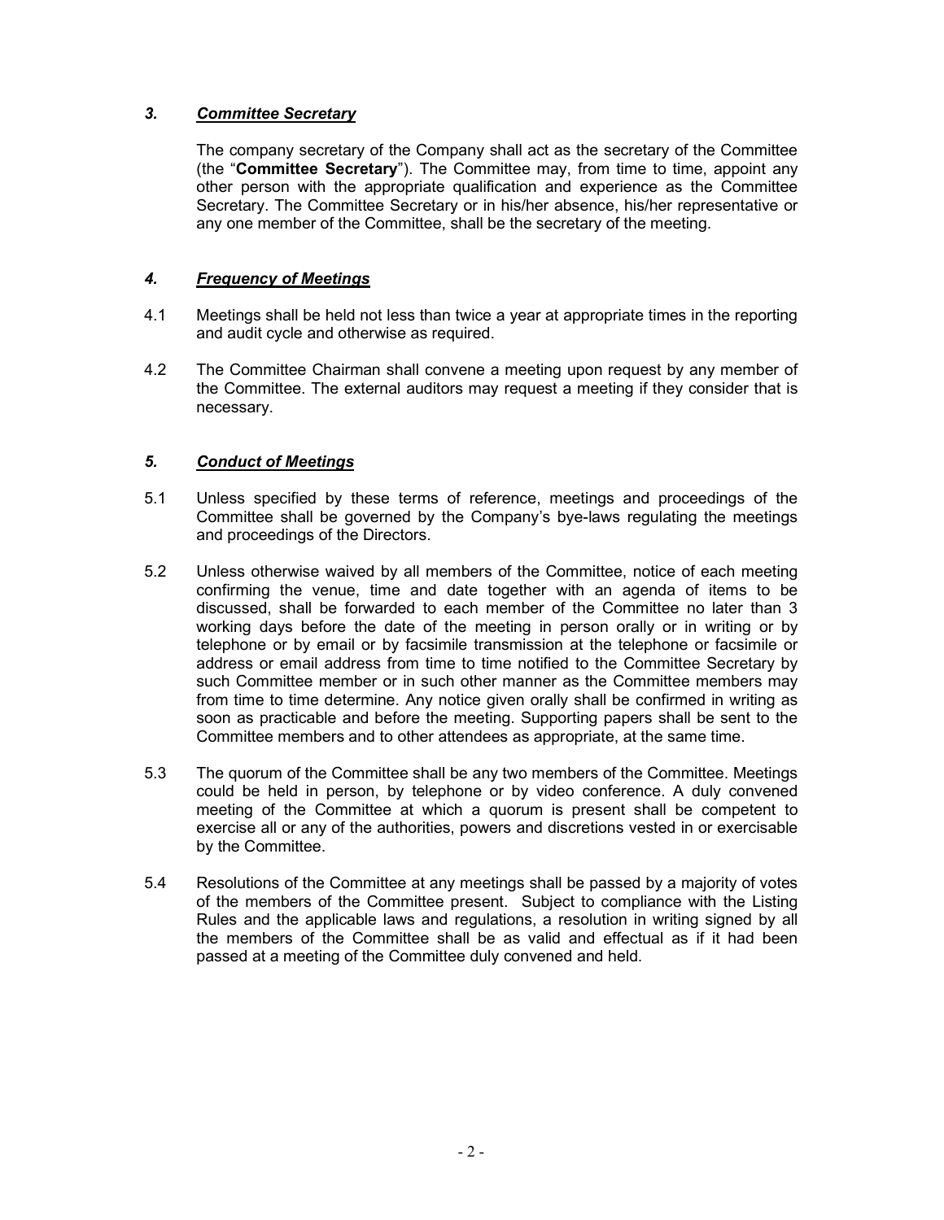### *3. Committee Secretary*

The company secretary of the Company shall act as the secretary of the Committee (the "**Committee Secretary**"). The Committee may, from time to time, appoint any other person with the appropriate qualification and experience as the Committee Secretary. The Committee Secretary or in his/her absence, his/her representative or any one member of the Committee, shall be the secretary of the meeting.

### *4. Frequency of Meetings*

4.1 Meetings shall be held not less than twice a year at appropriate times in the reporting and audit cycle and otherwise as required.

4.2 The Committee Chairman shall convene a meeting upon request by any member of the Committee. The external auditors may request a meeting if they consider that is necessary.

### *5. Conduct of Meetings*

5.1 Unless specified by these terms of reference, meetings and proceedings of the Committee shall be governed by the Company's bye-laws regulating the meetings and proceedings of the Directors.

5.2 Unless otherwise waived by all members of the Committee, notice of each meeting confirming the venue, time and date together with an agenda of items to be discussed, shall be forwarded to each member of the Committee no later than 3 working days before the date of the meeting in person orally or in writing or by telephone or by email or by facsimile transmission at the telephone or facsimile or address or email address from time to time notified to the Committee Secretary by such Committee member or in such other manner as the Committee members may from time to time determine. Any notice given orally shall be confirmed in writing as soon as practicable and before the meeting. Supporting papers shall be sent to the Committee members and to other attendees as appropriate, at the same time.

5.3 The quorum of the Committee shall be any two members of the Committee. Meetings could be held in person, by telephone or by video conference. A duly convened meeting of the Committee at which a quorum is present shall be competent to exercise all or any of the authorities, powers and discretions vested in or exercisable by the Committee.

5.4 Resolutions of the Committee at any meetings shall be passed by a majority of votes of the members of the Committee present. Subject to compliance with the Listing Rules and the applicable laws and regulations, a resolution in writing signed by all the members of the Committee shall be as valid and effectual as if it had been passed at a meeting of the Committee duly convened and held.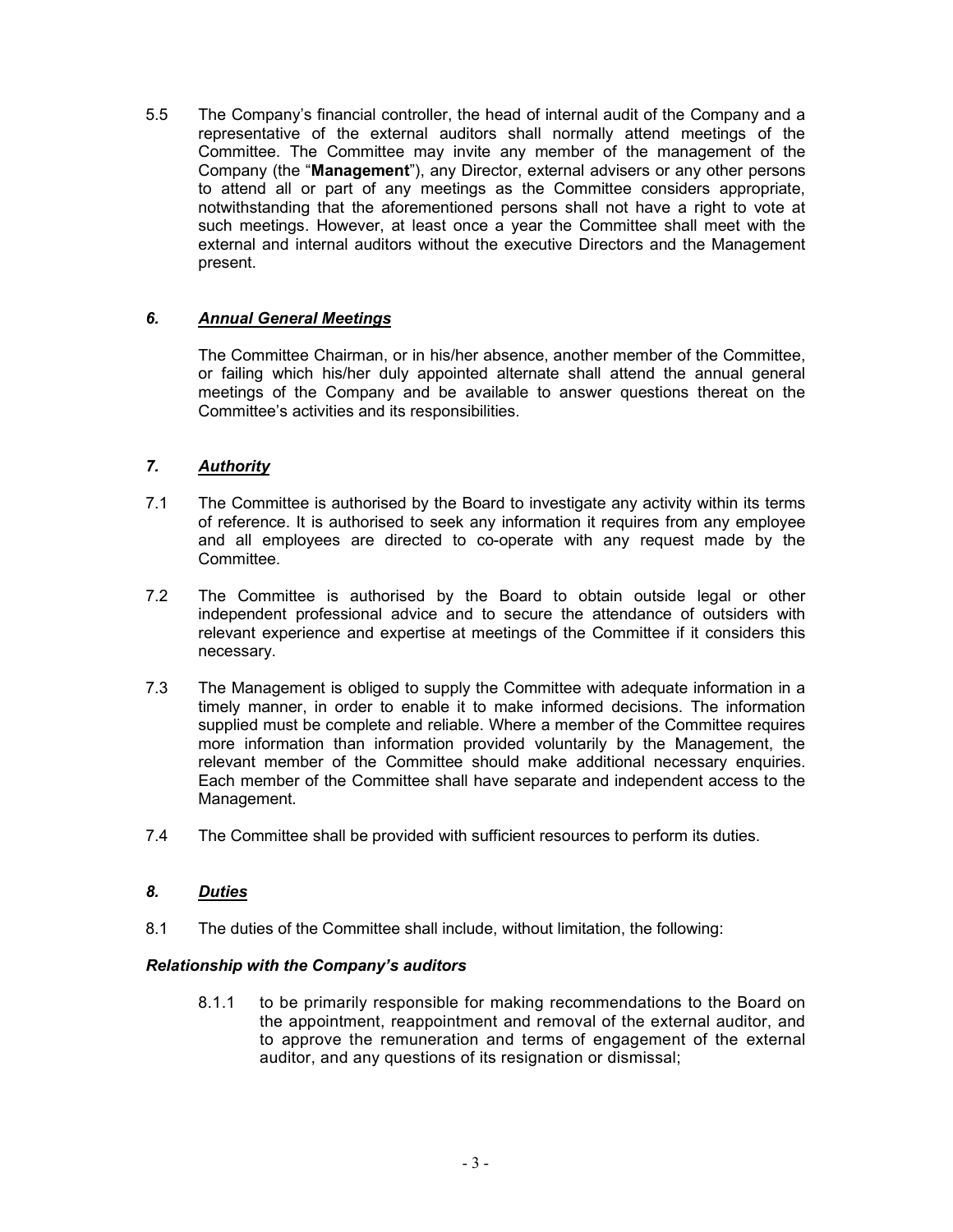5.5 The Company's financial controller, the head of internal audit of the Company and a representative of the external auditors shall normally attend meetings of the Committee. The Committee may invite any member of the management of the Company (the "**Management**"), any Director, external advisers or any other persons to attend all or part of any meetings as the Committee considers appropriate, notwithstanding that the aforementioned persons shall not have a right to vote at such meetings. However, at least once a year the Committee shall meet with the external and internal auditors without the executive Directors and the Management present.

## *6. Annual General Meetings*

The Committee Chairman, or in his/her absence, another member of the Committee, or failing which his/her duly appointed alternate shall attend the annual general meetings of the Company and be available to answer questions thereat on the Committee's activities and its responsibilities.

## *7. Authority*

7.1 The Committee is authorised by the Board to investigate any activity within its terms of reference. It is authorised to seek any information it requires from any employee and all employees are directed to co-operate with any request made by the Committee.

7.2 The Committee is authorised by the Board to obtain outside legal or other independent professional advice and to secure the attendance of outsiders with relevant experience and expertise at meetings of the Committee if it considers this necessary.

7.3 The Management is obliged to supply the Committee with adequate information in a timely manner, in order to enable it to make informed decisions. The information supplied must be complete and reliable. Where a member of the Committee requires more information than information provided voluntarily by the Management, the relevant member of the Committee should make additional necessary enquiries. Each member of the Committee shall have separate and independent access to the Management.

7.4 The Committee shall be provided with sufficient resources to perform its duties.

## *8. Duties*

8.1 The duties of the Committee shall include, without limitation, the following:

***Relationship with the Company's auditors***

8.1.1 to be primarily responsible for making recommendations to the Board on the appointment, reappointment and removal of the external auditor, and to approve the remuneration and terms of engagement of the external auditor, and any questions of its resignation or dismissal;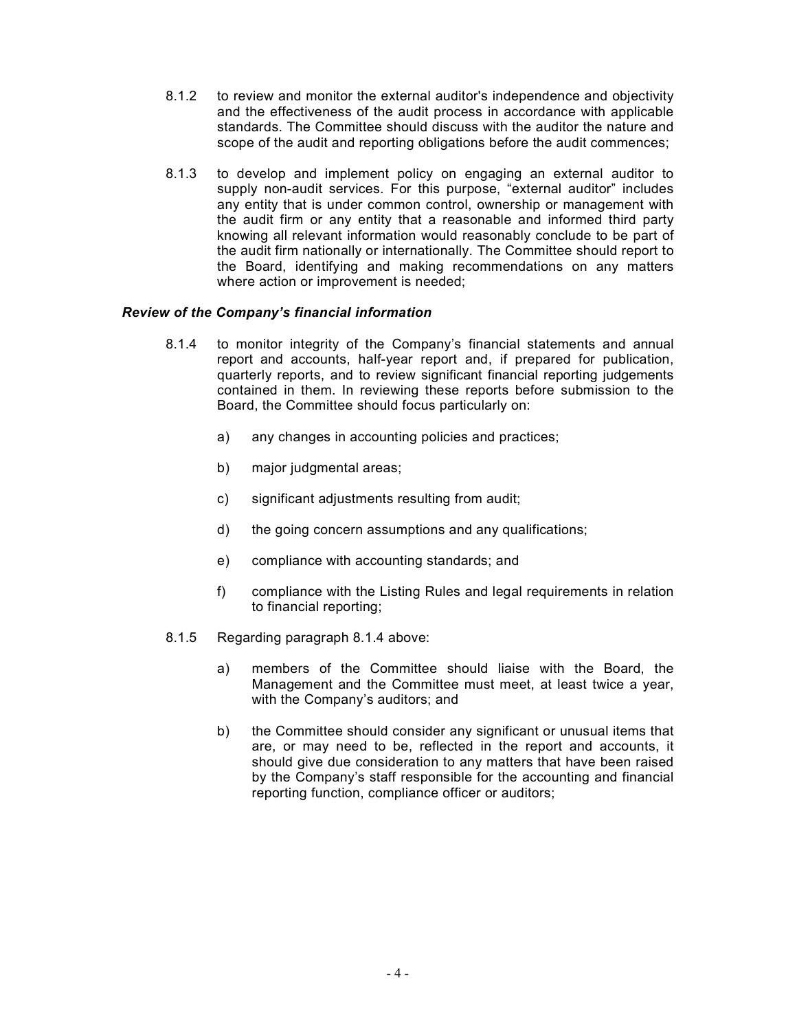8.1.2 to review and monitor the external auditor's independence and objectivity and the effectiveness of the audit process in accordance with applicable standards. The Committee should discuss with the auditor the nature and scope of the audit and reporting obligations before the audit commences;

8.1.3 to develop and implement policy on engaging an external auditor to supply non-audit services. For this purpose, "external auditor" includes any entity that is under common control, ownership or management with the audit firm or any entity that a reasonable and informed third party knowing all relevant information would reasonably conclude to be part of the audit firm nationally or internationally. The Committee should report to the Board, identifying and making recommendations on any matters where action or improvement is needed;

***Review of the Company's financial information***

8.1.4 to monitor integrity of the Company's financial statements and annual report and accounts, half-year report and, if prepared for publication, quarterly reports, and to review significant financial reporting judgements contained in them. In reviewing these reports before submission to the Board, the Committee should focus particularly on:

a) any changes in accounting policies and practices;

b) major judgmental areas;

c) significant adjustments resulting from audit;

d) the going concern assumptions and any qualifications;

e) compliance with accounting standards; and

f) compliance with the Listing Rules and legal requirements in relation to financial reporting;

8.1.5 Regarding paragraph 8.1.4 above:

a) members of the Committee should liaise with the Board, the Management and the Committee must meet, at least twice a year, with the Company's auditors; and

b) the Committee should consider any significant or unusual items that are, or may need to be, reflected in the report and accounts, it should give due consideration to any matters that have been raised by the Company's staff responsible for the accounting and financial reporting function, compliance officer or auditors;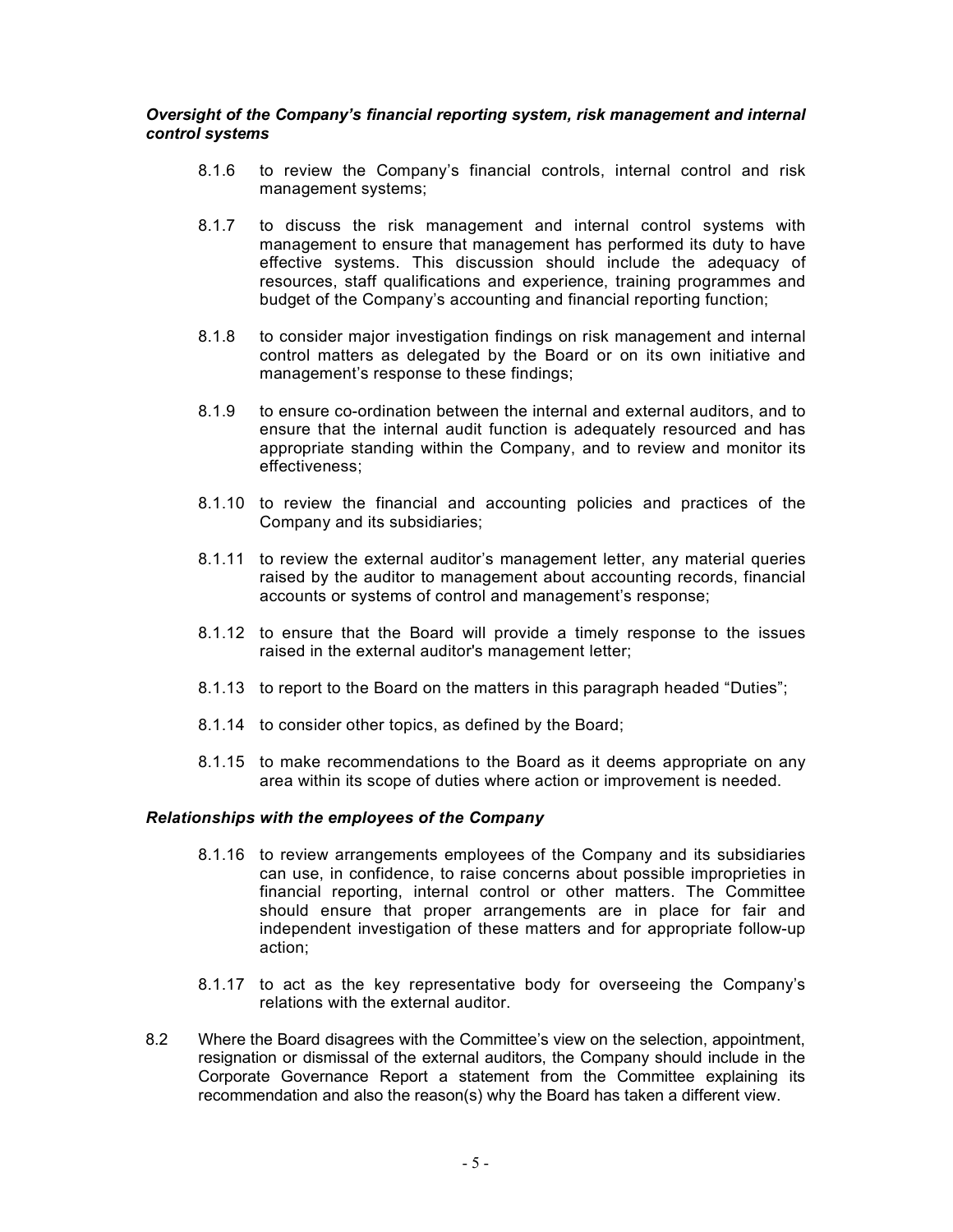***Oversight of the Company's financial reporting system, risk management and internal control systems***

8.1.6 to review the Company's financial controls, internal control and risk management systems;

8.1.7 to discuss the risk management and internal control systems with management to ensure that management has performed its duty to have effective systems. This discussion should include the adequacy of resources, staff qualifications and experience, training programmes and budget of the Company's accounting and financial reporting function;

8.1.8 to consider major investigation findings on risk management and internal control matters as delegated by the Board or on its own initiative and management's response to these findings;

8.1.9 to ensure co-ordination between the internal and external auditors, and to ensure that the internal audit function is adequately resourced and has appropriate standing within the Company, and to review and monitor its effectiveness;

8.1.10 to review the financial and accounting policies and practices of the Company and its subsidiaries;

8.1.11 to review the external auditor's management letter, any material queries raised by the auditor to management about accounting records, financial accounts or systems of control and management's response;

8.1.12 to ensure that the Board will provide a timely response to the issues raised in the external auditor's management letter;

8.1.13 to report to the Board on the matters in this paragraph headed "Duties";

8.1.14 to consider other topics, as defined by the Board;

8.1.15 to make recommendations to the Board as it deems appropriate on any area within its scope of duties where action or improvement is needed.

***Relationships with the employees of the Company***

8.1.16 to review arrangements employees of the Company and its subsidiaries can use, in confidence, to raise concerns about possible improprieties in financial reporting, internal control or other matters. The Committee should ensure that proper arrangements are in place for fair and independent investigation of these matters and for appropriate follow-up action;

8.1.17 to act as the key representative body for overseeing the Company's relations with the external auditor.

8.2 Where the Board disagrees with the Committee's view on the selection, appointment, resignation or dismissal of the external auditors, the Company should include in the Corporate Governance Report a statement from the Committee explaining its recommendation and also the reason(s) why the Board has taken a different view.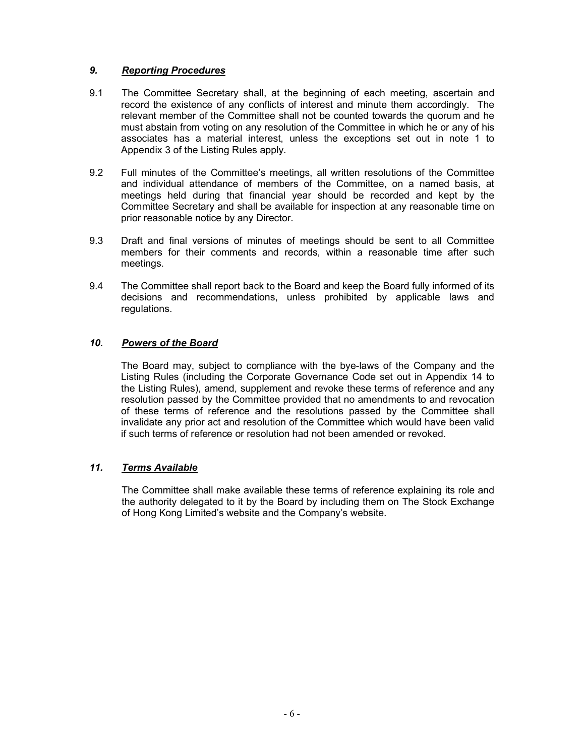## ***9. Reporting Procedures***

9.1 The Committee Secretary shall, at the beginning of each meeting, ascertain and record the existence of any conflicts of interest and minute them accordingly. The relevant member of the Committee shall not be counted towards the quorum and he must abstain from voting on any resolution of the Committee in which he or any of his associates has a material interest, unless the exceptions set out in note 1 to Appendix 3 of the Listing Rules apply.

9.2 Full minutes of the Committee's meetings, all written resolutions of the Committee and individual attendance of members of the Committee, on a named basis, at meetings held during that financial year should be recorded and kept by the Committee Secretary and shall be available for inspection at any reasonable time on prior reasonable notice by any Director.

9.3 Draft and final versions of minutes of meetings should be sent to all Committee members for their comments and records, within a reasonable time after such meetings.

9.4 The Committee shall report back to the Board and keep the Board fully informed of its decisions and recommendations, unless prohibited by applicable laws and regulations.

## ***10. Powers of the Board***

The Board may, subject to compliance with the bye-laws of the Company and the Listing Rules (including the Corporate Governance Code set out in Appendix 14 to the Listing Rules), amend, supplement and revoke these terms of reference and any resolution passed by the Committee provided that no amendments to and revocation of these terms of reference and the resolutions passed by the Committee shall invalidate any prior act and resolution of the Committee which would have been valid if such terms of reference or resolution had not been amended or revoked.

## ***11. Terms Available***

The Committee shall make available these terms of reference explaining its role and the authority delegated to it by the Board by including them on The Stock Exchange of Hong Kong Limited's website and the Company's website.